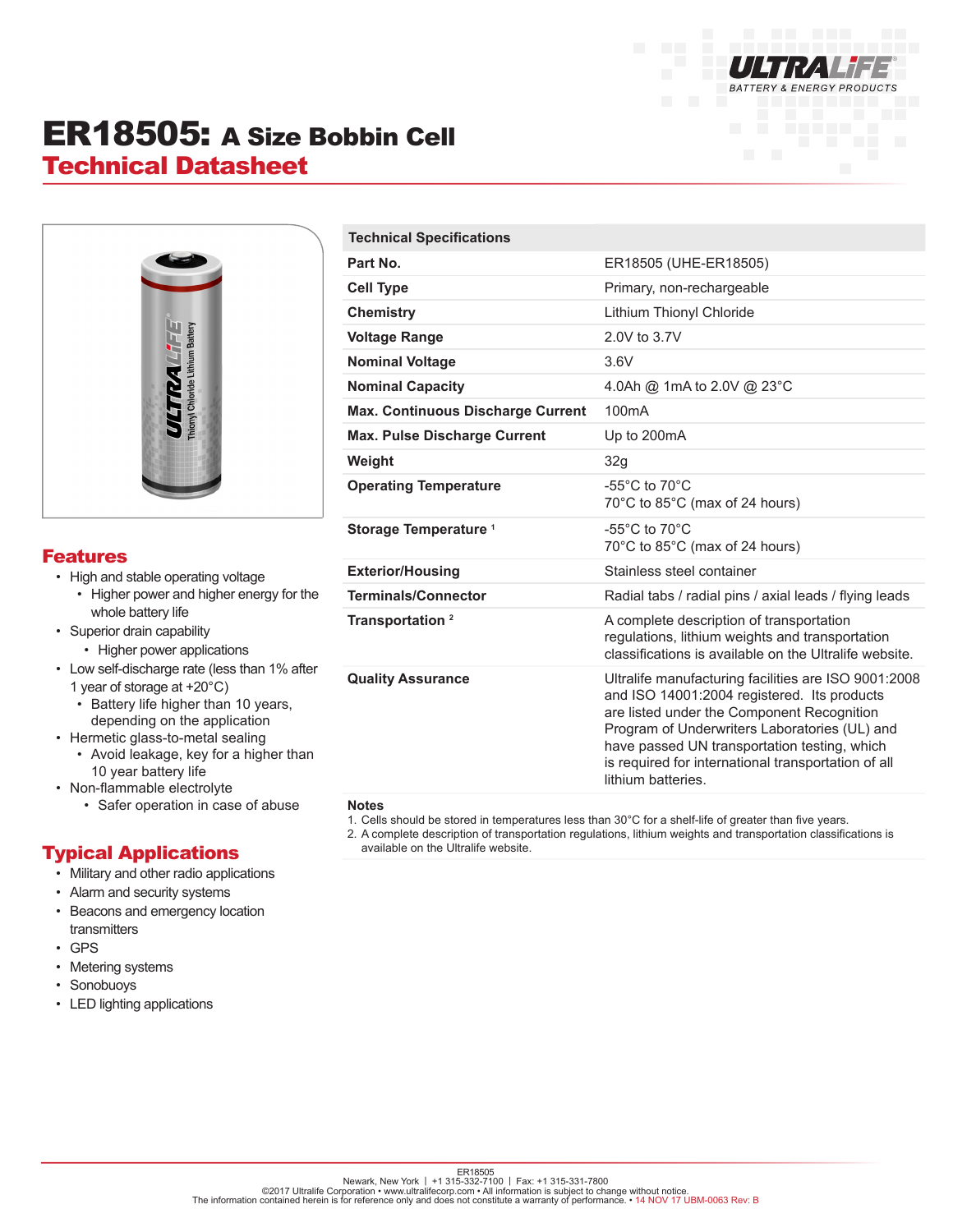# ER18505: A Size Bobbin Cell

## Technical Datasheet

## Features

- High and stable operating voltage
  - Higher power and higher energy for the whole battery life
- Superior drain capability
  - Higher power applications
- Low self-discharge rate (less than 1% after 1 year of storage at +20°C)
  - Battery life higher than 10 years, depending on the application
- Hermetic glass-to-metal sealing
  - Avoid leakage, key for a higher than 10 year battery life
- Non-flammable electrolyte
  - Safer operation in case of abuse

## Typical Applications

- Military and other radio applications
- Alarm and security systems
- Beacons and emergency location transmitters
- GPS
- Metering systems
- Sonobuoys
- LED lighting applications

| Technical Specifications | |
|---|---|
| **Part No.** | ER18505 (UHE-ER18505) |
| **Cell Type** | Primary, non-rechargeable |
| **Chemistry** | Lithium Thionyl Chloride |
| **Voltage Range** | 2.0V to 3.7V |
| **Nominal Voltage** | 3.6V |
| **Nominal Capacity** | 4.0Ah @ 1mA to 2.0V @ 23°C |
| **Max. Continuous Discharge Current** | 100mA |
| **Max. Pulse Discharge Current** | Up to 200mA |
| **Weight** | 32g |
| **Operating Temperature** | -55°C to 70°C<br>70°C to 85°C (max of 24 hours) |
| **Storage Temperature** [1] | -55°C to 70°C<br>70°C to 85°C (max of 24 hours) |
| **Exterior/Housing** | Stainless steel container |
| **Terminals/Connector** | Radial tabs / radial pins / axial leads / flying leads |
| **Transportation** [2] | A complete description of transportation regulations, lithium weights and transportation classifications is available on the Ultralife website. |
| **Quality Assurance** | Ultralife manufacturing facilities are ISO 9001:2008 and ISO 14001:2004 registered. Its products are listed under the Component Recognition Program of Underwriters Laboratories (UL) and have passed UN transportation testing, which is required for international transportation of all lithium batteries. |

**Notes**

1. Cells should be stored in temperatures less than 30°C for a shelf-life of greater than five years.
2. A complete description of transportation regulations, lithium weights and transportation classifications is available on the Ultralife website.

ER18505
Newark, New York | +1 315-332-7100 | Fax: +1 315-331-7800
©2017 Ultralife Corporation • www.ultralifecorp.com • All information is subject to change without notice.
The information contained herein is for reference only and does not constitute a warranty of performance. • 14 NOV 17 UBM-0063 Rev: B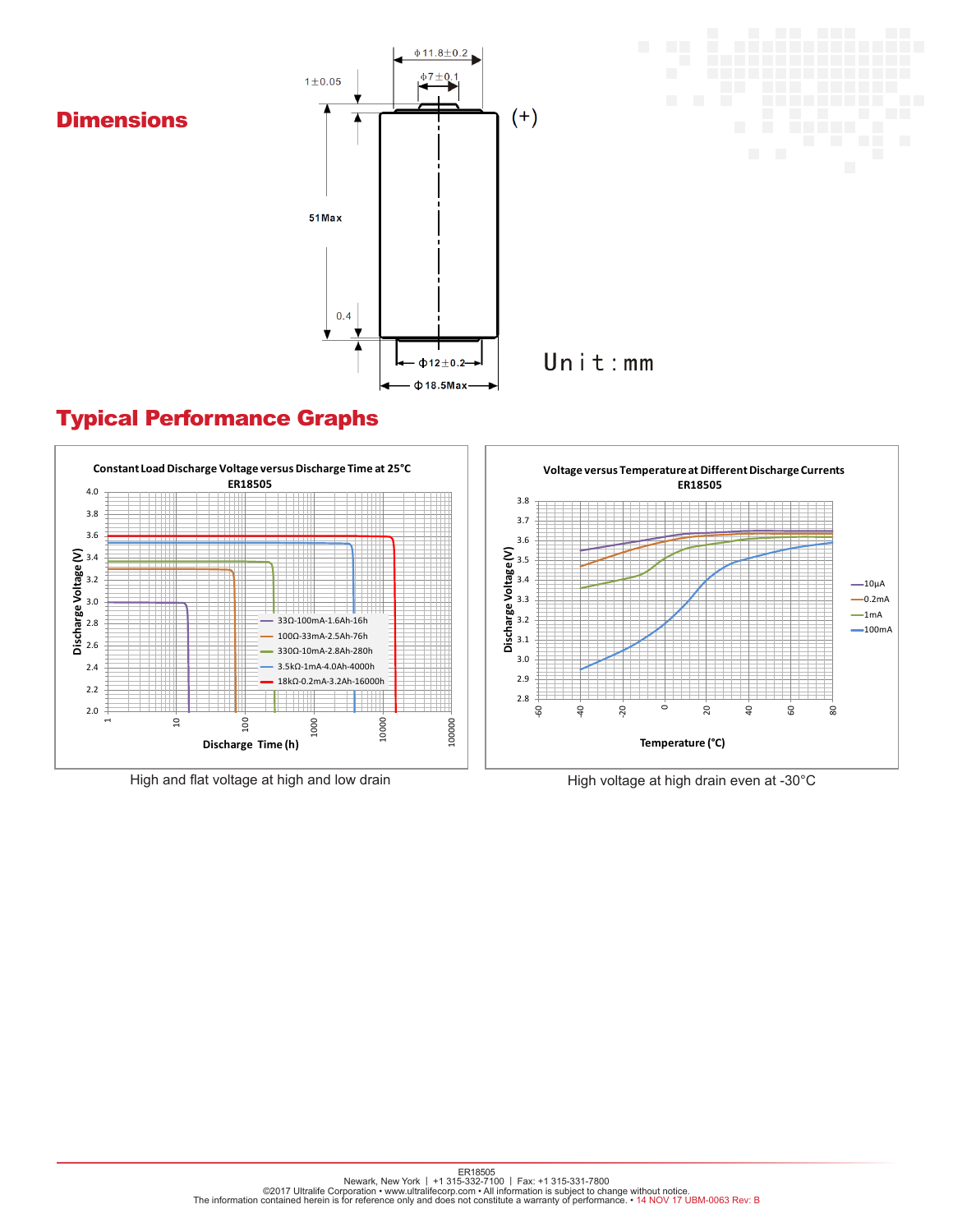## Dimensions

Φ11.8±0.2

Φ7±0.1

1±0.05

(+)

51Max

0.4

Φ12±0.2

Φ18.5Max

Unit：mm

## Typical Performance Graphs

Constant Load Discharge Voltage versus Discharge Time at 25°C
ER18505

Discharge Voltage (V)

4.0
3.8
3.6
3.4
3.2
3.0
2.8
2.6
2.4
2.2
2.0

1
10
100
1000
10000
100000

Discharge Time (h)

33Ω-100mA-1.6Ah-16h
100Ω-33mA-2.5Ah-76h
330Ω-10mA-2.8Ah-280h
3.5kΩ-1mA-4.0Ah-4000h
18kΩ-0.2mA-3.2Ah-16000h

High and flat voltage at high and low drain

Voltage versus Temperature at Different Discharge Currents
ER18505

Discharge Voltage (V)

3.8
3.7
3.6
3.5
3.4
3.3
3.2
3.1
3.0
2.9
2.8

-60
-40
-20
0
20
40
60
80

Temperature (°C)

10μA
0.2mA
1mA
100mA

High voltage at high drain even at -30°C

ER18505
Newark, New York | +1 315-332-7100 | Fax: +1 315-331-7800
©2017 Ultralife Corporation • www.ultralifecorp.com • All information is subject to change without notice.
The information contained herein is for reference only and does not constitute a warranty of performance. • 14 NOV 17 UBM-0063 Rev: B